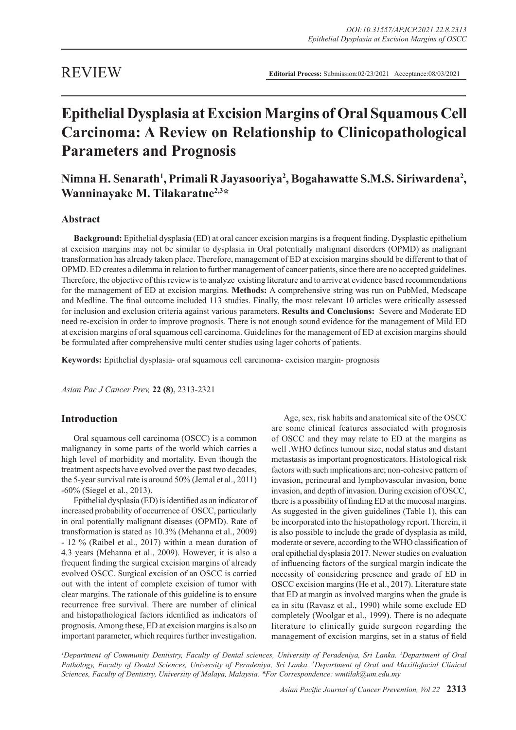REVIEW

**Editorial Process:** Submission:02/23/2021 Acceptance:08/03/2021

# Epithelial Dysplasia at Excision Margins of Oral Squamous Cell Carcinoma: A Review on Relationship to Clinicopathological Parameters and Prognosis

**Nimna H. Senarath[1], Primali R Jayasooriya[2], Bogahawatte S.M.S. Siriwardena[2], Wanninayake M. Tilakaratne[2,3]***

## Abstract

**Background:** Epithelial dysplasia (ED) at oral cancer excision margins is a frequent finding. Dysplastic epithelium at excision margins may not be similar to dysplasia in Oral potentially malignant disorders (OPMD) as malignant transformation has already taken place. Therefore, management of ED at excision margins should be different to that of OPMD. ED creates a dilemma in relation to further management of cancer patients, since there are no accepted guidelines. Therefore, the objective of this review is to analyze existing literature and to arrive at evidence based recommendations for the management of ED at excision margins. **Methods:** A comprehensive string was run on PubMed, Medscape and Medline. The final outcome included 113 studies. Finally, the most relevant 10 articles were critically assessed for inclusion and exclusion criteria against various parameters. **Results and Conclusions:** Severe and Moderate ED need re-excision in order to improve prognosis. There is not enough sound evidence for the management of Mild ED at excision margins of oral squamous cell carcinoma. Guidelines for the management of ED at excision margins should be formulated after comprehensive multi center studies using lager cohorts of patients.

**Keywords:** Epithelial dysplasia- oral squamous cell carcinoma- excision margin- prognosis

*Asian Pac J Cancer Prev,* **22 (8)**, 2313-2321

## Introduction

Oral squamous cell carcinoma (OSCC) is a common malignancy in some parts of the world which carries a high level of morbidity and mortality. Even though the treatment aspects have evolved over the past two decades, the 5-year survival rate is around 50% (Jemal et al., 2011) -60% (Siegel et al., 2013).

Epithelial dysplasia (ED) is identified as an indicator of increased probability of occurrence of OSCC, particularly in oral potentially malignant diseases (OPMD). Rate of transformation is stated as 10.3% (Mehanna et al., 2009) - 12 % (Raibel et al., 2017) within a mean duration of 4.3 years (Mehanna et al., 2009). However, it is also a frequent finding the surgical excision margins of already evolved OSCC. Surgical excision of an OSCC is carried out with the intent of complete excision of tumor with clear margins. The rationale of this guideline is to ensure recurrence free survival. There are number of clinical and histopathological factors identified as indicators of prognosis. Among these, ED at excision margins is also an important parameter, which requires further investigation.

Age, sex, risk habits and anatomical site of the OSCC are some clinical features associated with prognosis of OSCC and they may relate to ED at the margins as well .WHO defines tumour size, nodal status and distant metastasis as important prognosticators. Histological risk factors with such implications are; non-cohesive pattern of invasion, perineural and lymphovascular invasion, bone invasion, and depth of invasion. During excision of OSCC, there is a possibility of finding ED at the mucosal margins. As suggested in the given guidelines (Table 1), this can be incorporated into the histopathology report. Therein, it is also possible to include the grade of dysplasia as mild, moderate or severe, according to the WHO classification of oral epithelial dysplasia 2017. Newer studies on evaluation of influencing factors of the surgical margin indicate the necessity of considering presence and grade of ED in OSCC excision margins (He et al., 2017). Literature state that ED at margin as involved margins when the grade is ca in situ (Ravasz et al., 1990) while some exclude ED completely (Woolgar et al., 1999). There is no adequate literature to clinically guide surgeon regarding the management of excision margins, set in a status of field

*[1]Department of Community Dentistry, Faculty of Dental sciences, University of Peradeniya, Sri Lanka. [2]Department of Oral Pathology, Faculty of Dental Sciences, University of Peradeniya, Sri Lanka. [3]Department of Oral and Maxillofacial Clinical Sciences, Faculty of Dentistry, University of Malaya, Malaysia. *For Correspondence: wmtilak@um.edu.my*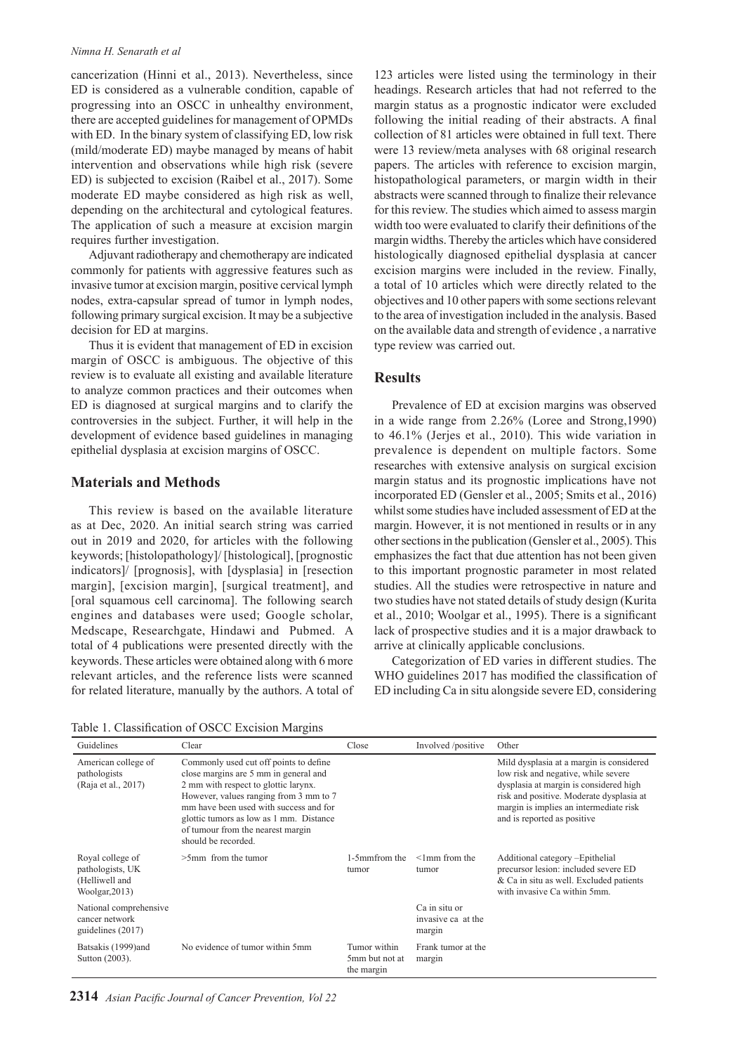cancerization (Hinni et al., 2013). Nevertheless, since ED is considered as a vulnerable condition, capable of progressing into an OSCC in unhealthy environment, there are accepted guidelines for management of OPMDs with ED. In the binary system of classifying ED, low risk (mild/moderate ED) maybe managed by means of habit intervention and observations while high risk (severe ED) is subjected to excision (Raibel et al., 2017). Some moderate ED maybe considered as high risk as well, depending on the architectural and cytological features. The application of such a measure at excision margin requires further investigation.

Adjuvant radiotherapy and chemotherapy are indicated commonly for patients with aggressive features such as invasive tumor at excision margin, positive cervical lymph nodes, extra-capsular spread of tumor in lymph nodes, following primary surgical excision. It may be a subjective decision for ED at margins.

Thus it is evident that management of ED in excision margin of OSCC is ambiguous. The objective of this review is to evaluate all existing and available literature to analyze common practices and their outcomes when ED is diagnosed at surgical margins and to clarify the controversies in the subject. Further, it will help in the development of evidence based guidelines in managing epithelial dysplasia at excision margins of OSCC.

## Materials and Methods

This review is based on the available literature as at Dec, 2020. An initial search string was carried out in 2019 and 2020, for articles with the following keywords; [histopathology]/ [histological], [prognostic indicators]/ [prognosis], with [dysplasia] in [resection margin], [excision margin], [surgical treatment], and [oral squamous cell carcinoma]. The following search engines and databases were used; Google scholar, Medscape, Researchgate, Hindawi and Pubmed. A total of 4 publications were presented directly with the keywords. These articles were obtained along with 6 more relevant articles, and the reference lists were scanned for related literature, manually by the authors. A total of 123 articles were listed using the terminology in their headings. Research articles that had not referred to the margin status as a prognostic indicator were excluded following the initial reading of their abstracts. A final collection of 81 articles were obtained in full text. There were 13 review/meta analyses with 68 original research papers. The articles with reference to excision margin, histopathological parameters, or margin width in their abstracts were scanned through to finalize their relevance for this review. The studies which aimed to assess margin width too were evaluated to clarify their definitions of the margin widths. Thereby the articles which have considered histologically diagnosed epithelial dysplasia at cancer excision margins were included in the review. Finally, a total of 10 articles which were directly related to the objectives and 10 other papers with some sections relevant to the area of investigation included in the analysis. Based on the available data and strength of evidence , a narrative type review was carried out.

## Results

Prevalence of ED at excision margins was observed in a wide range from 2.26% (Loree and Strong,1990) to 46.1% (Jerjes et al., 2010). This wide variation in prevalence is dependent on multiple factors. Some researches with extensive analysis on surgical excision margin status and its prognostic implications have not incorporated ED (Gensler et al., 2005; Smits et al., 2016) whilst some studies have included assessment of ED at the margin. However, it is not mentioned in results or in any other sections in the publication (Gensler et al., 2005). This emphasizes the fact that due attention has not been given to this important prognostic parameter in most related studies. All the studies were retrospective in nature and two studies have not stated details of study design (Kurita et al., 2010; Woolgar et al., 1995). There is a significant lack of prospective studies and it is a major drawback to arrive at clinically applicable conclusions.

Categorization of ED varies in different studies. The WHO guidelines 2017 has modified the classification of ED including Ca in situ alongside severe ED, considering

Table 1. Classification of OSCC Excision Margins

| Guidelines | Clear | Close | Involved /positive | Other |
|---|---|---|---|---|
| American college of pathologists (Raja et al., 2017) | Commonly used cut off points to define close margins are 5 mm in general and 2 mm with respect to glottic larynx. However, values ranging from 3 mm to 7 mm have been used with success and for glottic tumors as low as 1 mm. Distance of tumour from the nearest margin should be recorded. | | | Mild dysplasia at a margin is considered low risk and negative, while severe dysplasia at margin is considered high risk and positive. Moderate dysplasia at margin is implies an intermediate risk and is reported as positive |
| Royal college of pathologists, UK (Helliwell and Woolgar,2013) | >5mm from the tumor | 1-5mmfrom the tumor | <1mm from the tumor | Additional category –Epithelial precursor lesion: included severe ED & Ca in situ as well. Excluded patients with invasive Ca within 5mm. |
| National comprehensive cancer network guidelines (2017) | | | Ca in situ or invasive ca at the margin | |
| Batsakis (1999)and Sutton (2003). | No evidence of tumor within 5mm | Tumor within 5mm but not at the margin | Frank tumor at the margin | |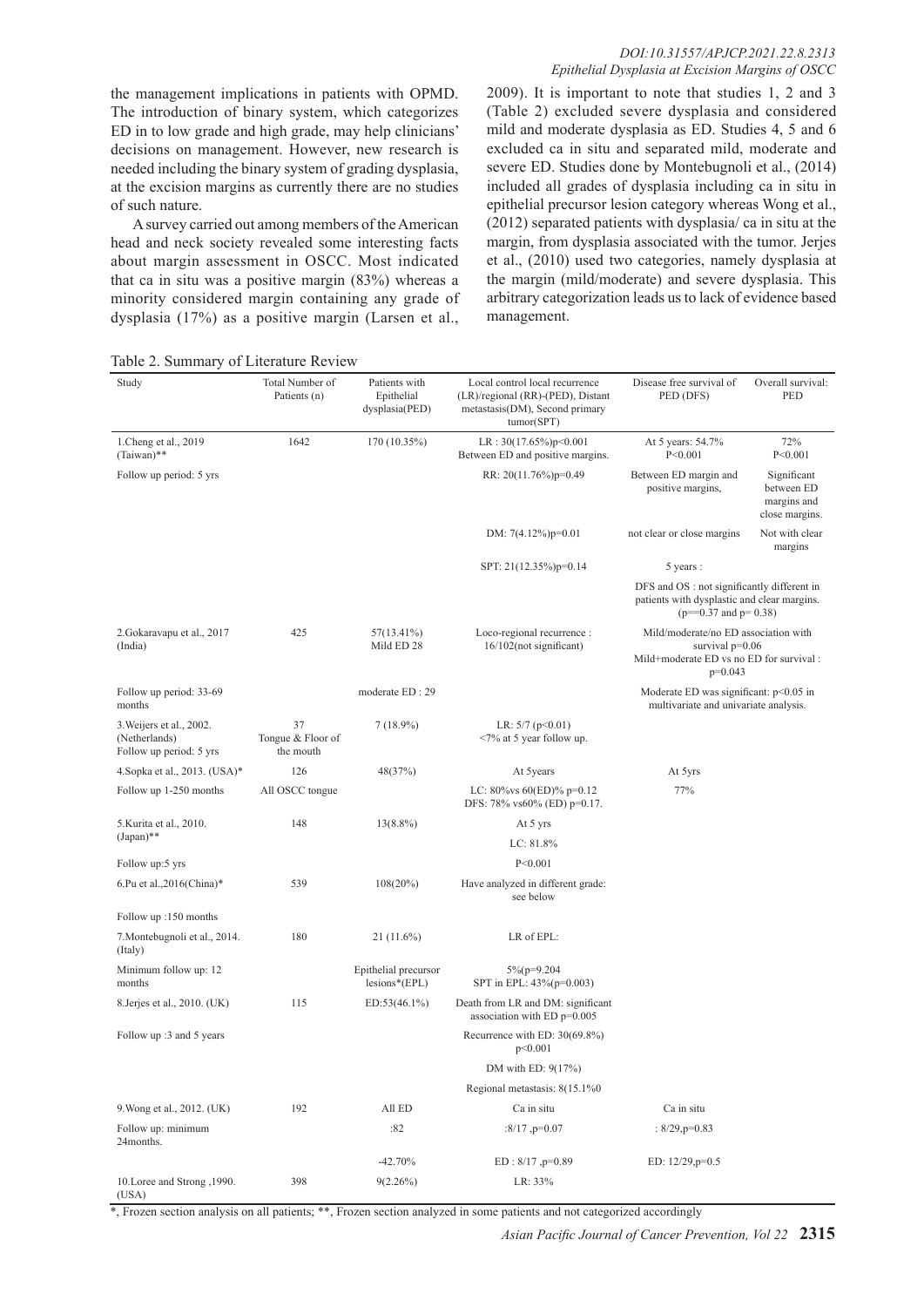the management implications in patients with OPMD. The introduction of binary system, which categorizes ED in to low grade and high grade, may help clinicians' decisions on management. However, new research is needed including the binary system of grading dysplasia, at the excision margins as currently there are no studies of such nature.

A survey carried out among members of the American head and neck society revealed some interesting facts about margin assessment in OSCC. Most indicated that ca in situ was a positive margin (83%) whereas a minority considered margin containing any grade of dysplasia (17%) as a positive margin (Larsen et al., 2009). It is important to note that studies 1, 2 and 3 (Table 2) excluded severe dysplasia and considered mild and moderate dysplasia as ED. Studies 4, 5 and 6 excluded ca in situ and separated mild, moderate and severe ED. Studies done by Montebugnoli et al., (2014) included all grades of dysplasia including ca in situ in epithelial precursor lesion category whereas Wong et al., (2012) separated patients with dysplasia/ ca in situ at the margin, from dysplasia associated with the tumor. Jerjes et al., (2010) used two categories, namely dysplasia at the margin (mild/moderate) and severe dysplasia. This arbitrary categorization leads us to lack of evidence based management.

Table 2. Summary of Literature Review

| Study | Total Number of Patients (n) | Patients with Epithelial dysplasia(PED) | Local control local recurrence (LR)/regional (RR)-(PED), Distant metastasis(DM), Second primary tumor(SPT) | Disease free survival of PED (DFS) | Overall survival: PED |
|---|---|---|---|---|---|
| 1.Cheng et al., 2019 (Taiwan)** | 1642 | 170 (10.35%) | LR : 30(17.65%)p<0.001 Between ED and positive margins. | At 5 years: 54.7% P<0.001 | 72% P<0.001 |
| Follow up period: 5 yrs | | | RR: 20(11.76%)p=0.49 | Between ED margin and positive margins, | Significant between ED margins and close margins. |
| | | | DM: 7(4.12%)p=0.01 | not clear or close margins | Not with clear margins |
| | | | SPT: 21(12.35%)p=0.14 | 5 years : | |
| | | | | DFS and OS : not significantly different in patients with dysplastic and clear margins. (p==0.37 and p= 0.38) | |
| 2.Gokaravapu et al., 2017 (India) | 425 | 57(13.41%) Mild ED 28 | Loco-regional recurrence : 16/102(not significant) | Mild/moderate/no ED association with survival p=0.06 Mild+moderate ED vs no ED for survival : p=0.043 | |
| Follow up period: 33-69 months | | moderate ED : 29 | | Moderate ED was significant: p<0.05 in multivariate and univariate analysis. | |
| 3.Weijers et al., 2002. (Netherlands) Follow up period: 5 yrs | 37 Tongue & Floor of the mouth | 7 (18.9%) | LR: 5/7 (p<0.01) <7% at 5 year follow up. | | |
| 4.Sopka et al., 2013. (USA)* | 126 | 48(37%) | At 5years | At 5yrs | |
| Follow up 1-250 months | All OSCC tongue | | LC: 80%vs 60(ED)% p=0.12 DFS: 78% vs60% (ED) p=0.17. | 77% | |
| 5.Kurita et al., 2010. (Japan)** | 148 | 13(8.8%) | At 5 yrs | | |
| | | | LC: 81.8% | | |
| Follow up:5 yrs | | | P<0.001 | | |
| 6.Pu et al.,2016(China)* | 539 | 108(20%) | Have analyzed in different grade: see below | | |
| Follow up :150 months | | | | | |
| 7.Montebugnoli et al., 2014. (Italy) | 180 | 21 (11.6%) | LR of EPL: | | |
| Minimum follow up: 12 months | | Epithelial precursor lesions*(EPL) | 5%(p=9.204 SPT in EPL: 43%(p=0.003) | | |
| 8.Jerjes et al., 2010. (UK) | 115 | ED:53(46.1%) | Death from LR and DM: significant association with ED p=0.005 | | |
| Follow up :3 and 5 years | | | Recurrence with ED: 30(69.8%) p<0.001 | | |
| | | | DM with ED: 9(17%) | | |
| | | | Regional metastasis: 8(15.1%0 | | |
| 9.Wong et al., 2012. (UK) | 192 | All ED | Ca in situ | Ca in situ | |
| Follow up: minimum 24months. | | :82 | :8/17 ,p=0.07 | : 8/29,p=0.83 | |
| | | -42.70% | ED : 8/17 ,p=0.89 | ED: 12/29,p=0.5 | |
| 10.Loree and Strong ,1990. (USA) | 398 | 9(2.26%) | LR: 33% | | |

*, Frozen section analysis on all patients; **, Frozen section analyzed in some patients and not categorized accordingly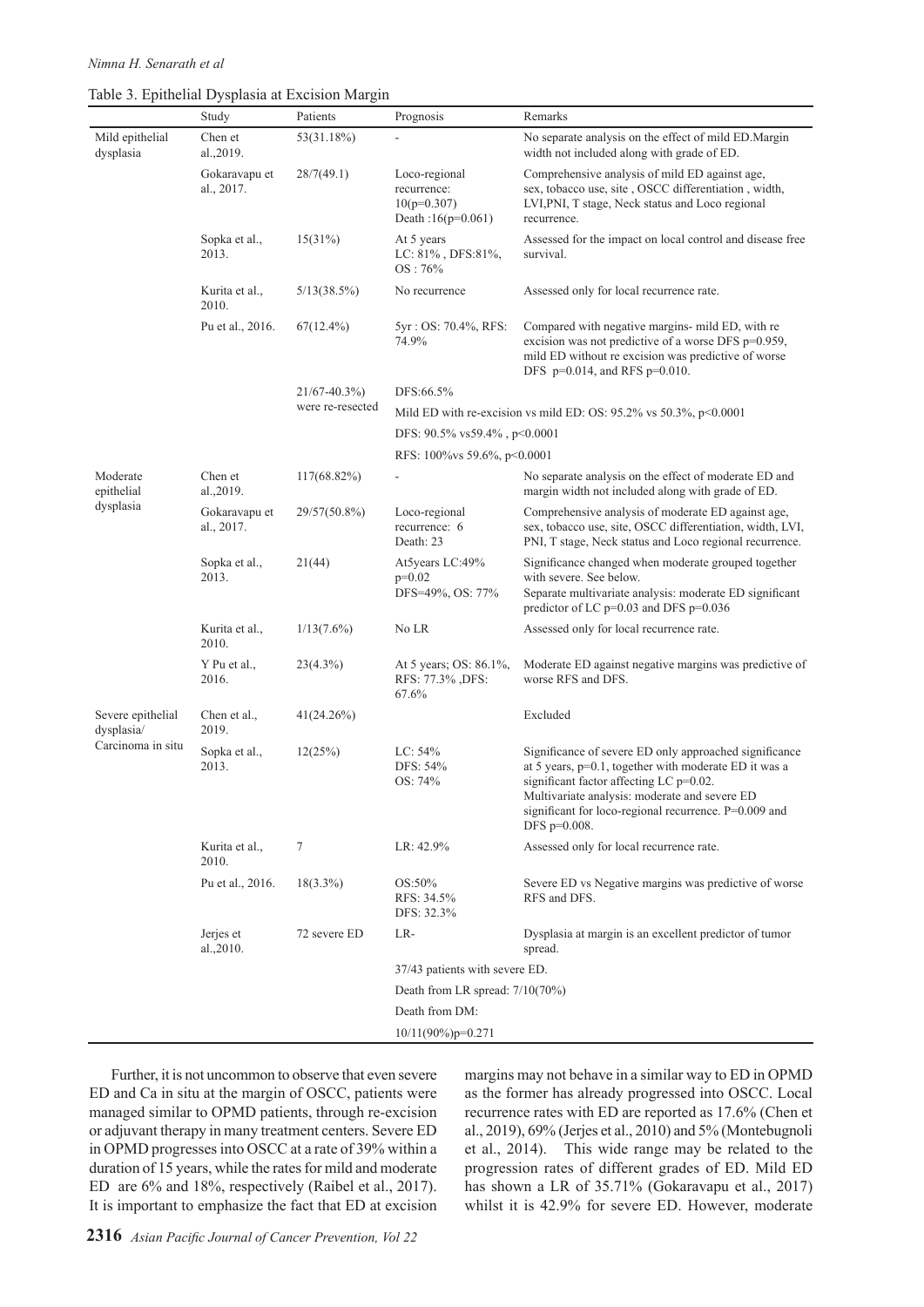Table 3. Epithelial Dysplasia at Excision Margin

| | Study | Patients | Prognosis | Remarks |
|---|---|---|---|---|
| Mild epithelial dysplasia | Chen et al.,2019. | 53(31.18%) | - | No separate analysis on the effect of mild ED.Margin width not included along with grade of ED. |
| | Gokaravapu et al., 2017. | 28/7(49.1) | Loco-regional recurrence: 10(p=0.307) Death :16(p=0.061) | Comprehensive analysis of mild ED against age, sex, tobacco use, site , OSCC differentiation , width, LVI,PNI, T stage, Neck status and Loco regional recurrence. |
| | Sopka et al., 2013. | 15(31%) | At 5 years LC: 81% , DFS:81%, OS : 76% | Assessed for the impact on local control and disease free survival. |
| | Kurita et al., 2010. | 5/13(38.5%) | No recurrence | Assessed only for local recurrence rate. |
| | Pu et al., 2016. | 67(12.4%) | 5yr : OS: 70.4%, RFS: 74.9% | Compared with negative margins- mild ED, with re excision was not predictive of a worse DFS p=0.959, mild ED without re excision was predictive of worse DFS p=0.014, and RFS p=0.010. |
| | | 21/67-40.3%) were re-resected | DFS:66.5% | |
| | | | Mild ED with re-excision vs mild ED: OS: 95.2% vs 50.3%, p<0.0001 | |
| | | | DFS: 90.5% vs59.4% , p<0.0001 | |
| | | | RFS: 100%vs 59.6%, p<0.0001 | |
| Moderate epithelial dysplasia | Chen et al.,2019. | 117(68.82%) | - | No separate analysis on the effect of moderate ED and margin width not included along with grade of ED. |
| | Gokaravapu et al., 2017. | 29/57(50.8%) | Loco-regional recurrence: 6 Death: 23 | Comprehensive analysis of moderate ED against age, sex, tobacco use, site, OSCC differentiation, width, LVI, PNI, T stage, Neck status and Loco regional recurrence. |
| | Sopka et al., 2013. | 21(44) | At5years LC:49% p=0.02 DFS=49%, OS: 77% | Significance changed when moderate grouped together with severe. See below. Separate multivariate analysis: moderate ED significant predictor of LC p=0.03 and DFS p=0.036 |
| | Kurita et al., 2010. | 1/13(7.6%) | No LR | Assessed only for local recurrence rate. |
| | Y Pu et al., 2016. | 23(4.3%) | At 5 years; OS: 86.1%, RFS: 77.3% ,DFS: 67.6% | Moderate ED against negative margins was predictive of worse RFS and DFS. |
| Severe epithelial dysplasia/ Carcinoma in situ | Chen et al., 2019. | 41(24.26%) | | Excluded |
| | Sopka et al., 2013. | 12(25%) | LC: 54% DFS: 54% OS: 74% | Significance of severe ED only approached significance at 5 years, p=0.1, together with moderate ED it was a significant factor affecting LC p=0.02. Multivariate analysis: moderate and severe ED significant for loco-regional recurrence. P=0.009 and DFS p=0.008. |
| | Kurita et al., 2010. | 7 | LR: 42.9% | Assessed only for local recurrence rate. |
| | Pu et al., 2016. | 18(3.3%) | OS:50% RFS: 34.5% DFS: 32.3% | Severe ED vs Negative margins was predictive of worse RFS and DFS. |
| | Jerjes et al.,2010. | 72 severe ED | LR- | Dysplasia at margin is an excellent predictor of tumor spread. |
| | | | 37/43 patients with severe ED. | |
| | | | Death from LR spread: 7/10(70%) | |
| | | | Death from DM: | |
| | | | 10/11(90%)p=0.271 | |

Further, it is not uncommon to observe that even severe ED and Ca in situ at the margin of OSCC, patients were managed similar to OPMD patients, through re-excision or adjuvant therapy in many treatment centers. Severe ED in OPMD progresses into OSCC at a rate of 39% within a duration of 15 years, while the rates for mild and moderate ED are 6% and 18%, respectively (Raibel et al., 2017). It is important to emphasize the fact that ED at excision margins may not behave in a similar way to ED in OPMD as the former has already progressed into OSCC. Local recurrence rates with ED are reported as 17.6% (Chen et al., 2019), 69% (Jerjes et al., 2010) and 5% (Montebugnoli et al., 2014). This wide range may be related to the progression rates of different grades of ED. Mild ED has shown a LR of 35.71% (Gokaravapu et al., 2017) whilst it is 42.9% for severe ED. However, moderate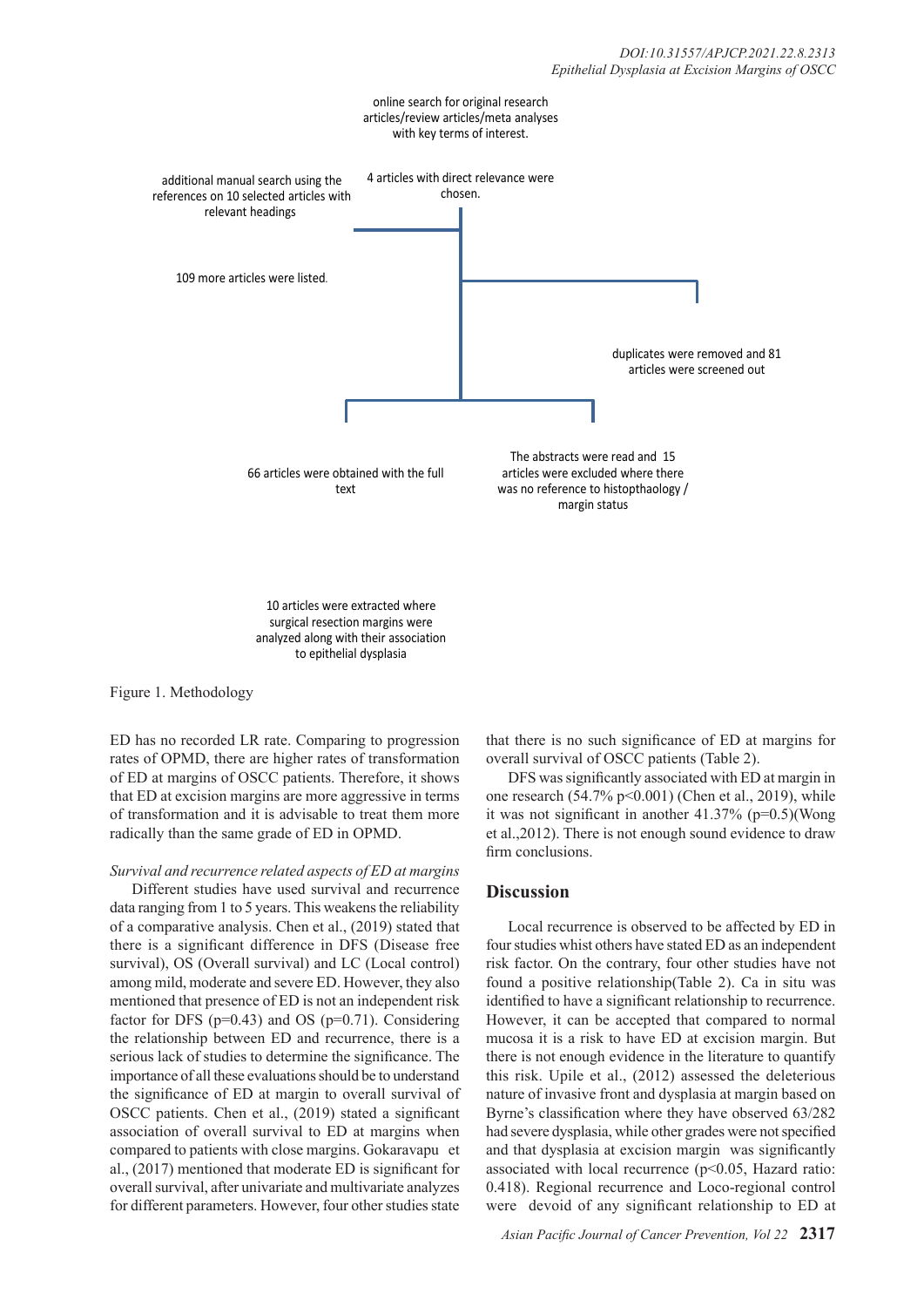online search for original research articles/review articles/meta analyses with key terms of interest.

4 articles with direct relevance were chosen.

additional manual search using the references on 10 selected articles with relevant headings

109 more articles were listed.

duplicates were removed and 81 articles were screened out

66 articles were obtained with the full text

The abstracts were read and 15 articles were excluded where there was no reference to histopthaology / margin status

10 articles were extracted where surgical resection margins were analyzed along with their association to epithelial dysplasia

Figure 1. Methodology

ED has no recorded LR rate. Comparing to progression rates of OPMD, there are higher rates of transformation of ED at margins of OSCC patients. Therefore, it shows that ED at excision margins are more aggressive in terms of transformation and it is advisable to treat them more radically than the same grade of ED in OPMD.

*Survival and recurrence related aspects of ED at margins*

Different studies have used survival and recurrence data ranging from 1 to 5 years. This weakens the reliability of a comparative analysis. Chen et al., (2019) stated that there is a significant difference in DFS (Disease free survival), OS (Overall survival) and LC (Local control) among mild, moderate and severe ED. However, they also mentioned that presence of ED is not an independent risk factor for DFS (p=0.43) and OS (p=0.71). Considering the relationship between ED and recurrence, there is a serious lack of studies to determine the significance. The importance of all these evaluations should be to understand the significance of ED at margin to overall survival of OSCC patients. Chen et al., (2019) stated a significant association of overall survival to ED at margins when compared to patients with close margins. Gokaravapu et al., (2017) mentioned that moderate ED is significant for overall survival, after univariate and multivariate analyzes for different parameters. However, four other studies state that there is no such significance of ED at margins for overall survival of OSCC patients (Table 2).

DFS was significantly associated with ED at margin in one research (54.7% p<0.001) (Chen et al., 2019), while it was not significant in another 41.37% (p=0.5)(Wong et al.,2012). There is not enough sound evidence to draw firm conclusions.

## Discussion

Local recurrence is observed to be affected by ED in four studies whist others have stated ED as an independent risk factor. On the contrary, four other studies have not found a positive relationship(Table 2). Ca in situ was identified to have a significant relationship to recurrence. However, it can be accepted that compared to normal mucosa it is a risk to have ED at excision margin. But there is not enough evidence in the literature to quantify this risk. Upile et al., (2012) assessed the deleterious nature of invasive front and dysplasia at margin based on Byrne's classification where they have observed 63/282 had severe dysplasia, while other grades were not specified and that dysplasia at excision margin was significantly associated with local recurrence (p<0.05, Hazard ratio: 0.418). Regional recurrence and Loco-regional control were devoid of any significant relationship to ED at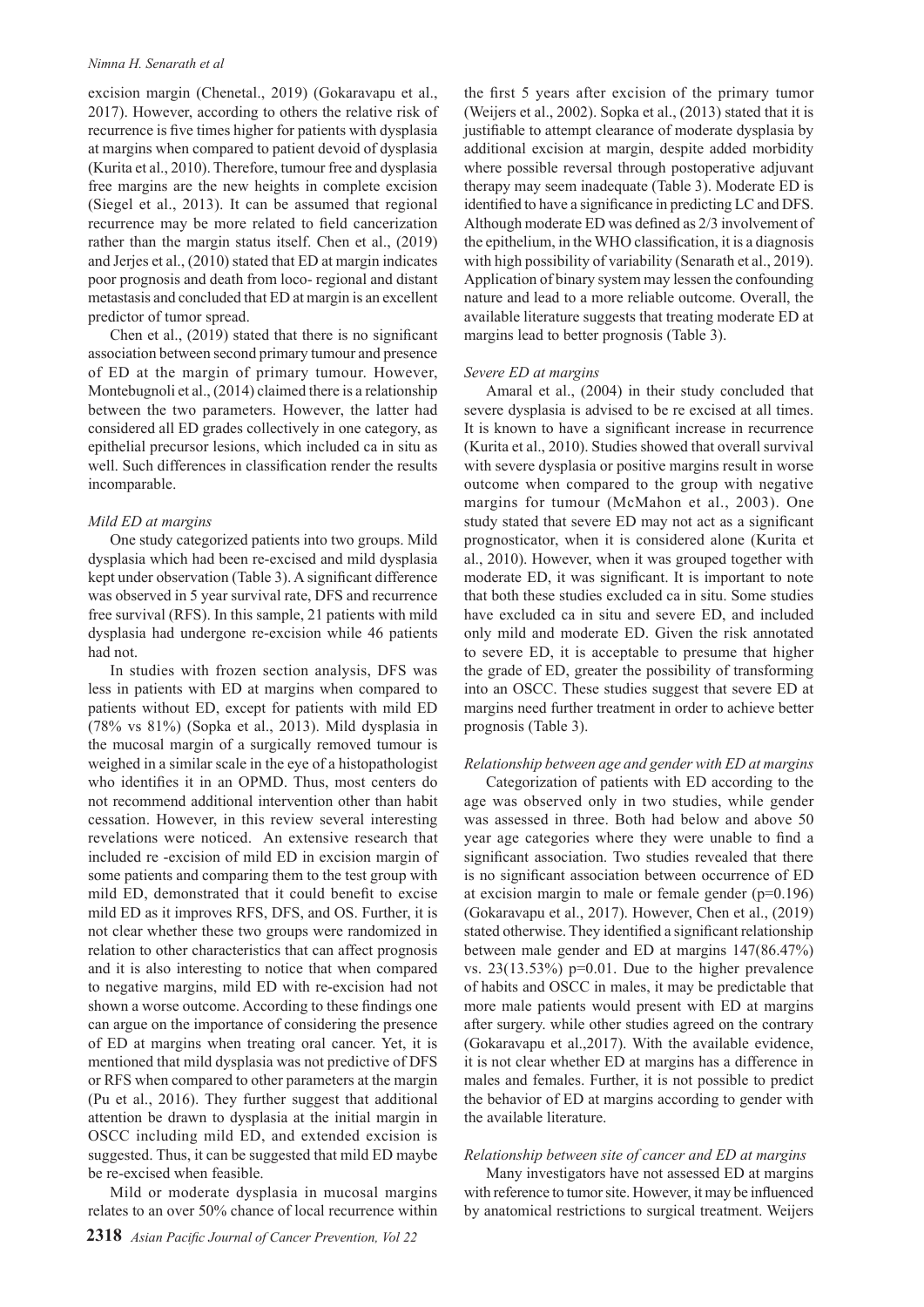excision margin (Chenetal., 2019) (Gokaravapu et al., 2017). However, according to others the relative risk of recurrence is five times higher for patients with dysplasia at margins when compared to patient devoid of dysplasia (Kurita et al., 2010). Therefore, tumour free and dysplasia free margins are the new heights in complete excision (Siegel et al., 2013). It can be assumed that regional recurrence may be more related to field cancerization rather than the margin status itself. Chen et al., (2019) and Jerjes et al., (2010) stated that ED at margin indicates poor prognosis and death from loco- regional and distant metastasis and concluded that ED at margin is an excellent predictor of tumor spread.

Chen et al., (2019) stated that there is no significant association between second primary tumour and presence of ED at the margin of primary tumour. However, Montebugnoli et al., (2014) claimed there is a relationship between the two parameters. However, the latter had considered all ED grades collectively in one category, as epithelial precursor lesions, which included ca in situ as well. Such differences in classification render the results incomparable.

*Mild ED at margins*

One study categorized patients into two groups. Mild dysplasia which had been re-excised and mild dysplasia kept under observation (Table 3). A significant difference was observed in 5 year survival rate, DFS and recurrence free survival (RFS). In this sample, 21 patients with mild dysplasia had undergone re-excision while 46 patients had not.

In studies with frozen section analysis, DFS was less in patients with ED at margins when compared to patients without ED, except for patients with mild ED (78% vs 81%) (Sopka et al., 2013). Mild dysplasia in the mucosal margin of a surgically removed tumour is weighed in a similar scale in the eye of a histopathologist who identifies it in an OPMD. Thus, most centers do not recommend additional intervention other than habit cessation. However, in this review several interesting revelations were noticed. An extensive research that included re -excision of mild ED in excision margin of some patients and comparing them to the test group with mild ED, demonstrated that it could benefit to excise mild ED as it improves RFS, DFS, and OS. Further, it is not clear whether these two groups were randomized in relation to other characteristics that can affect prognosis and it is also interesting to notice that when compared to negative margins, mild ED with re-excision had not shown a worse outcome. According to these findings one can argue on the importance of considering the presence of ED at margins when treating oral cancer. Yet, it is mentioned that mild dysplasia was not predictive of DFS or RFS when compared to other parameters at the margin (Pu et al., 2016). They further suggest that additional attention be drawn to dysplasia at the initial margin in OSCC including mild ED, and extended excision is suggested. Thus, it can be suggested that mild ED maybe be re-excised when feasible.

Mild or moderate dysplasia in mucosal margins relates to an over 50% chance of local recurrence within the first 5 years after excision of the primary tumor (Weijers et al., 2002). Sopka et al., (2013) stated that it is justifiable to attempt clearance of moderate dysplasia by additional excision at margin, despite added morbidity where possible reversal through postoperative adjuvant therapy may seem inadequate (Table 3). Moderate ED is identified to have a significance in predicting LC and DFS. Although moderate ED was defined as 2/3 involvement of the epithelium, in the WHO classification, it is a diagnosis with high possibility of variability (Senarath et al., 2019). Application of binary system may lessen the confounding nature and lead to a more reliable outcome. Overall, the available literature suggests that treating moderate ED at margins lead to better prognosis (Table 3).

*Severe ED at margins*

Amaral et al., (2004) in their study concluded that severe dysplasia is advised to be re excised at all times. It is known to have a significant increase in recurrence (Kurita et al., 2010). Studies showed that overall survival with severe dysplasia or positive margins result in worse outcome when compared to the group with negative margins for tumour (McMahon et al., 2003). One study stated that severe ED may not act as a significant prognosticator, when it is considered alone (Kurita et al., 2010). However, when it was grouped together with moderate ED, it was significant. It is important to note that both these studies excluded ca in situ. Some studies have excluded ca in situ and severe ED, and included only mild and moderate ED. Given the risk annotated to severe ED, it is acceptable to presume that higher the grade of ED, greater the possibility of transforming into an OSCC. These studies suggest that severe ED at margins need further treatment in order to achieve better prognosis (Table 3).

*Relationship between age and gender with ED at margins*

Categorization of patients with ED according to the age was observed only in two studies, while gender was assessed in three. Both had below and above 50 year age categories where they were unable to find a significant association. Two studies revealed that there is no significant association between occurrence of ED at excision margin to male or female gender (p=0.196) (Gokaravapu et al., 2017). However, Chen et al., (2019) stated otherwise. They identified a significant relationship between male gender and ED at margins 147(86.47%) vs. 23(13.53%) p=0.01. Due to the higher prevalence of habits and OSCC in males, it may be predictable that more male patients would present with ED at margins after surgery. while other studies agreed on the contrary (Gokaravapu et al.,2017). With the available evidence, it is not clear whether ED at margins has a difference in males and females. Further, it is not possible to predict the behavior of ED at margins according to gender with the available literature.

*Relationship between site of cancer and ED at margins*

Many investigators have not assessed ED at margins with reference to tumor site. However, it may be influenced by anatomical restrictions to surgical treatment. Weijers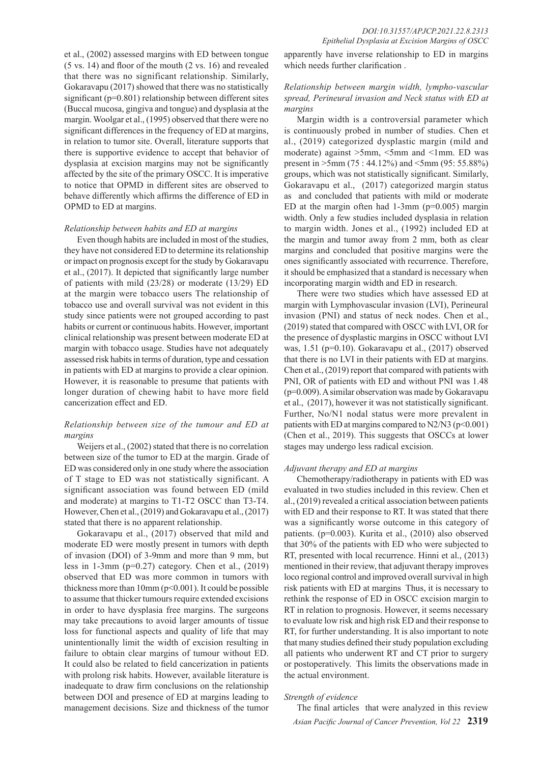et al., (2002) assessed margins with ED between tongue (5 vs. 14) and floor of the mouth (2 vs. 16) and revealed that there was no significant relationship. Similarly, Gokaravapu (2017) showed that there was no statistically significant (p=0.801) relationship between different sites (Buccal mucosa, gingiva and tongue) and dysplasia at the margin. Woolgar et al., (1995) observed that there were no significant differences in the frequency of ED at margins, in relation to tumor site. Overall, literature supports that there is supportive evidence to accept that behavior of dysplasia at excision margins may not be significantly affected by the site of the primary OSCC. It is imperative to notice that OPMD in different sites are observed to behave differently which affirms the difference of ED in OPMD to ED at margins.

*Relationship between habits and ED at margins*

Even though habits are included in most of the studies, they have not considered ED to determine its relationship or impact on prognosis except for the study by Gokaravapu et al., (2017). It depicted that significantly large number of patients with mild (23/28) or moderate (13/29) ED at the margin were tobacco users The relationship of tobacco use and overall survival was not evident in this study since patients were not grouped according to past habits or current or continuous habits. However, important clinical relationship was present between moderate ED at margin with tobacco usage. Studies have not adequately assessed risk habits in terms of duration, type and cessation in patients with ED at margins to provide a clear opinion. However, it is reasonable to presume that patients with longer duration of chewing habit to have more field cancerization effect and ED.

*Relationship between size of the tumour and ED at margins*

Weijers et al., (2002) stated that there is no correlation between size of the tumor to ED at the margin. Grade of ED was considered only in one study where the association of T stage to ED was not statistically significant. A significant association was found between ED (mild and moderate) at margins to T1-T2 OSCC than T3-T4. However, Chen et al., (2019) and Gokaravapu et al., (2017) stated that there is no apparent relationship.

Gokaravapu et al., (2017) observed that mild and moderate ED were mostly present in tumors with depth of invasion (DOI) of 3-9mm and more than 9 mm, but less in 1-3mm (p=0.27) category. Chen et al., (2019) observed that ED was more common in tumors with thickness more than 10mm (p<0.001). It could be possible to assume that thicker tumours require extended excisions in order to have dysplasia free margins. The surgeons may take precautions to avoid larger amounts of tissue loss for functional aspects and quality of life that may unintentionally limit the width of excision resulting in failure to obtain clear margins of tumour without ED. It could also be related to field cancerization in patients with prolong risk habits. However, available literature is inadequate to draw firm conclusions on the relationship between DOI and presence of ED at margins leading to management decisions. Size and thickness of the tumor apparently have inverse relationship to ED in margins which needs further clarification .

*Relationship between margin width, lympho-vascular spread, Perineural invasion and Neck status with ED at margins*

Margin width is a controversial parameter which is continuously probed in number of studies. Chen et al., (2019) categorized dysplastic margin (mild and moderate) against >5mm, <5mm and <1mm. ED was present in >5mm (75 : 44.12%) and <5mm (95: 55.88%) groups, which was not statistically significant. Similarly, Gokaravapu et al., (2017) categorized margin status as and concluded that patients with mild or moderate ED at the margin often had 1-3mm (p=0.005) margin width. Only a few studies included dysplasia in relation to margin width. Jones et al., (1992) included ED at the margin and tumor away from 2 mm, both as clear margins and concluded that positive margins were the ones significantly associated with recurrence. Therefore, it should be emphasized that a standard is necessary when incorporating margin width and ED in research.

There were two studies which have assessed ED at margin with Lymphovascular invasion (LVI), Perineural invasion (PNI) and status of neck nodes. Chen et al., (2019) stated that compared with OSCC with LVI, OR for the presence of dysplastic margins in OSCC without LVI was, 1.51 (p=0.10). Gokaravapu et al., (2017) observed that there is no LVI in their patients with ED at margins. Chen et al., (2019) report that compared with patients with PNI, OR of patients with ED and without PNI was 1.48 (p=0.009). A similar observation was made by Gokaravapu et al., (2017), however it was not statistically significant. Further, No/N1 nodal status were more prevalent in patients with ED at margins compared to N2/N3 (p<0.001) (Chen et al., 2019). This suggests that OSCCs at lower stages may undergo less radical excision.

*Adjuvant therapy and ED at margins*

Chemotherapy/radiotherapy in patients with ED was evaluated in two studies included in this review. Chen et al., (2019) revealed a critical association between patients with ED and their response to RT. It was stated that there was a significantly worse outcome in this category of patients. (p=0.003). Kurita et al., (2010) also observed that 30% of the patients with ED who were subjected to RT, presented with local recurrence. Hinni et al., (2013) mentioned in their review, that adjuvant therapy improves loco regional control and improved overall survival in high risk patients with ED at margins Thus, it is necessary to rethink the response of ED in OSCC excision margin to RT in relation to prognosis. However, it seems necessary to evaluate low risk and high risk ED and their response to RT, for further understanding. It is also important to note that many studies defined their study population excluding all patients who underwent RT and CT prior to surgery or postoperatively. This limits the observations made in the actual environment.

*Strength of evidence*

The final articles that were analyzed in this review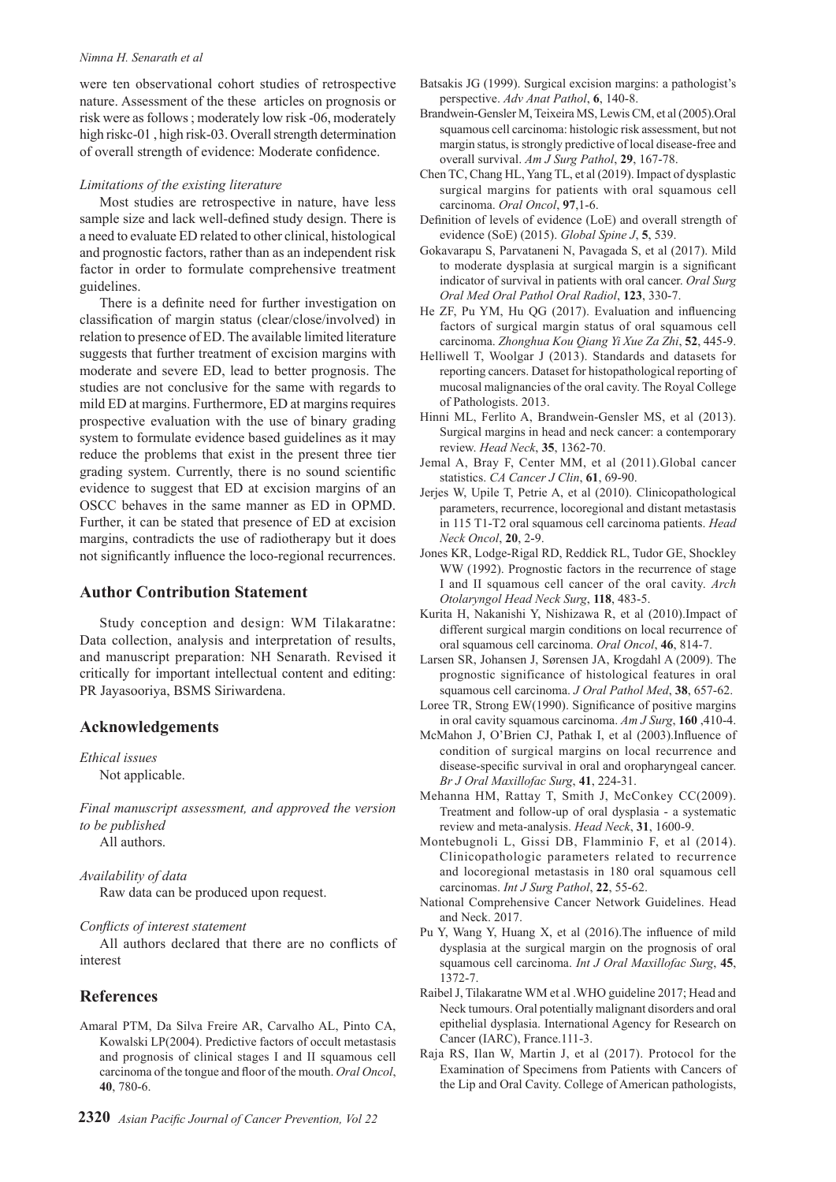were ten observational cohort studies of retrospective nature. Assessment of the these articles on prognosis or risk were as follows ; moderately low risk -06, moderately high riskc-01 , high risk-03. Overall strength determination of overall strength of evidence: Moderate confidence.

*Limitations of the existing literature*

Most studies are retrospective in nature, have less sample size and lack well-defined study design. There is a need to evaluate ED related to other clinical, histological and prognostic factors, rather than as an independent risk factor in order to formulate comprehensive treatment guidelines.

There is a definite need for further investigation on classification of margin status (clear/close/involved) in relation to presence of ED. The available limited literature suggests that further treatment of excision margins with moderate and severe ED, lead to better prognosis. The studies are not conclusive for the same with regards to mild ED at margins. Furthermore, ED at margins requires prospective evaluation with the use of binary grading system to formulate evidence based guidelines as it may reduce the problems that exist in the present three tier grading system. Currently, there is no sound scientific evidence to suggest that ED at excision margins of an OSCC behaves in the same manner as ED in OPMD. Further, it can be stated that presence of ED at excision margins, contradicts the use of radiotherapy but it does not significantly influence the loco-regional recurrences.

## Author Contribution Statement

Study conception and design: WM Tilakaratne: Data collection, analysis and interpretation of results, and manuscript preparation: NH Senarath. Revised it critically for important intellectual content and editing: PR Jayasooriya, BSMS Siriwardena.

## Acknowledgements

*Ethical issues*

Not applicable.

*Final manuscript assessment, and approved the version to be published*

All authors.

*Availability of data*

Raw data can be produced upon request.

*Conflicts of interest statement*

All authors declared that there are no conflicts of interest

## References

Amaral PTM, Da Silva Freire AR, Carvalho AL, Pinto CA, Kowalski LP(2004). Predictive factors of occult metastasis and prognosis of clinical stages I and II squamous cell carcinoma of the tongue and floor of the mouth. *Oral Oncol*, **40**, 780-6.

Batsakis JG (1999). Surgical excision margins: a pathologist's perspective. *Adv Anat Pathol*, **6**, 140-8.

Brandwein-Gensler M, Teixeira MS, Lewis CM, et al (2005).Oral squamous cell carcinoma: histologic risk assessment, but not margin status, is strongly predictive of local disease-free and overall survival. *Am J Surg Pathol*, **29**, 167-78.

Chen TC, Chang HL, Yang TL, et al (2019). Impact of dysplastic surgical margins for patients with oral squamous cell carcinoma. *Oral Oncol*, **97**,1-6.

Definition of levels of evidence (LoE) and overall strength of evidence (SoE) (2015). *Global Spine J*, **5**, 539.

Gokavarapu S, Parvataneni N, Pavagada S, et al (2017). Mild to moderate dysplasia at surgical margin is a significant indicator of survival in patients with oral cancer. *Oral Surg Oral Med Oral Pathol Oral Radiol*, **123**, 330-7.

He ZF, Pu YM, Hu QG (2017). Evaluation and influencing factors of surgical margin status of oral squamous cell carcinoma. *Zhonghua Kou Qiang Yi Xue Za Zhi*, **52**, 445-9.

Helliwell T, Woolgar J (2013). Standards and datasets for reporting cancers. Dataset for histopathological reporting of mucosal malignancies of the oral cavity. The Royal College of Pathologists. 2013.

Hinni ML, Ferlito A, Brandwein-Gensler MS, et al (2013). Surgical margins in head and neck cancer: a contemporary review. *Head Neck*, **35**, 1362-70.

Jemal A, Bray F, Center MM, et al (2011).Global cancer statistics. *CA Cancer J Clin*, **61**, 69-90.

Jerjes W, Upile T, Petrie A, et al (2010). Clinicopathological parameters, recurrence, locoregional and distant metastasis in 115 T1-T2 oral squamous cell carcinoma patients. *Head Neck Oncol*, **20**, 2-9.

Jones KR, Lodge-Rigal RD, Reddick RL, Tudor GE, Shockley WW (1992). Prognostic factors in the recurrence of stage I and II squamous cell cancer of the oral cavity. *Arch Otolaryngol Head Neck Surg*, **118**, 483-5.

Kurita H, Nakanishi Y, Nishizawa R, et al (2010).Impact of different surgical margin conditions on local recurrence of oral squamous cell carcinoma. *Oral Oncol*, **46**, 814-7.

Larsen SR, Johansen J, Sørensen JA, Krogdahl A (2009). The prognostic significance of histological features in oral squamous cell carcinoma. *J Oral Pathol Med*, **38**, 657-62.

Loree TR, Strong EW(1990). Significance of positive margins in oral cavity squamous carcinoma. *Am J Surg*, **160** ,410-4.

McMahon J, O'Brien CJ, Pathak I, et al (2003).Influence of condition of surgical margins on local recurrence and disease-specific survival in oral and oropharyngeal cancer. *Br J Oral Maxillofac Surg*, **41**, 224-31.

Mehanna HM, Rattay T, Smith J, McConkey CC(2009). Treatment and follow-up of oral dysplasia - a systematic review and meta-analysis. *Head Neck*, **31**, 1600-9.

Montebugnoli L, Gissi DB, Flamminio F, et al (2014). Clinicopathologic parameters related to recurrence and locoregional metastasis in 180 oral squamous cell carcinomas. *Int J Surg Pathol*, **22**, 55-62.

National Comprehensive Cancer Network Guidelines. Head and Neck. 2017.

Pu Y, Wang Y, Huang X, et al (2016).The influence of mild dysplasia at the surgical margin on the prognosis of oral squamous cell carcinoma. *Int J Oral Maxillofac Surg*, **45**, 1372-7.

Raibel J, Tilakaratne WM et al .WHO guideline 2017; Head and Neck tumours. Oral potentially malignant disorders and oral epithelial dysplasia. International Agency for Research on Cancer (IARC), France.111-3.

Raja RS, Ilan W, Martin J, et al (2017). Protocol for the Examination of Specimens from Patients with Cancers of the Lip and Oral Cavity. College of American pathologists,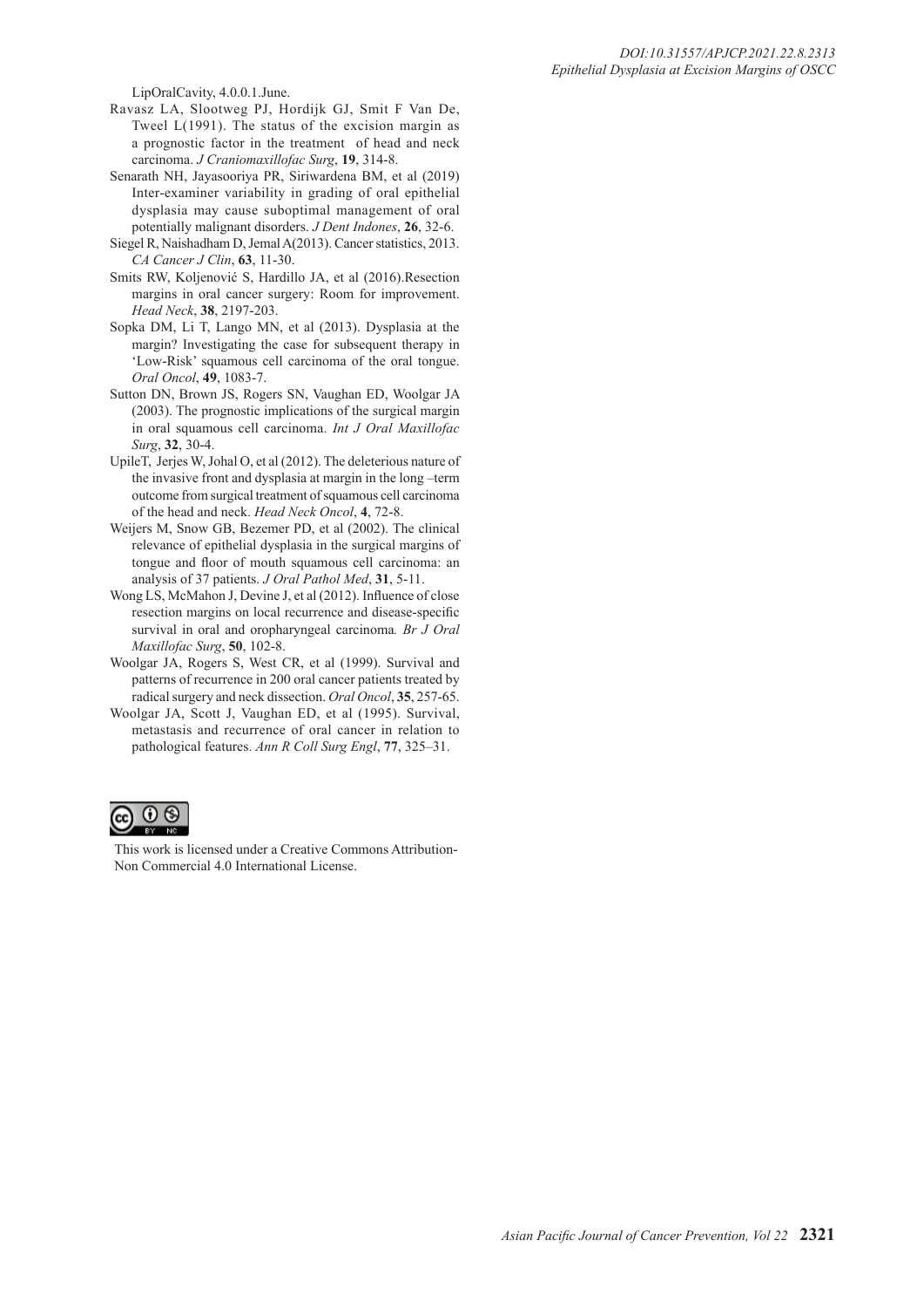LipOralCavity, 4.0.0.1.June.

Ravasz LA, Slootweg PJ, Hordijk GJ, Smit F Van De, Tweel L(1991). The status of the excision margin as a prognostic factor in the treatment of head and neck carcinoma. *J Craniomaxillofac Surg*, **19**, 314-8.

Senarath NH, Jayasooriya PR, Siriwardena BM, et al (2019) Inter-examiner variability in grading of oral epithelial dysplasia may cause suboptimal management of oral potentially malignant disorders. *J Dent Indones*, **26**, 32-6.

Siegel R, Naishadham D, Jemal A(2013). Cancer statistics, 2013. *CA Cancer J Clin*, **63**, 11-30.

Smits RW, Koljenović S, Hardillo JA, et al (2016).Resection margins in oral cancer surgery: Room for improvement. *Head Neck*, **38**, 2197-203.

Sopka DM, Li T, Lango MN, et al (2013). Dysplasia at the margin? Investigating the case for subsequent therapy in 'Low-Risk' squamous cell carcinoma of the oral tongue. *Oral Oncol*, **49**, 1083-7.

Sutton DN, Brown JS, Rogers SN, Vaughan ED, Woolgar JA (2003). The prognostic implications of the surgical margin in oral squamous cell carcinoma. *Int J Oral Maxillofac Surg*, **32**, 30-4.

UpileT, Jerjes W, Johal O, et al (2012). The deleterious nature of the invasive front and dysplasia at margin in the long –term outcome from surgical treatment of squamous cell carcinoma of the head and neck. *Head Neck Oncol*, **4**, 72-8.

Weijers M, Snow GB, Bezemer PD, et al (2002). The clinical relevance of epithelial dysplasia in the surgical margins of tongue and floor of mouth squamous cell carcinoma: an analysis of 37 patients. *J Oral Pathol Med*, **31**, 5-11.

Wong LS, McMahon J, Devine J, et al (2012). Influence of close resection margins on local recurrence and disease-specific survival in oral and oropharyngeal carcinoma. *Br J Oral Maxillofac Surg*, **50**, 102-8.

Woolgar JA, Rogers S, West CR, et al (1999). Survival and patterns of recurrence in 200 oral cancer patients treated by radical surgery and neck dissection. *Oral Oncol*, **35**, 257-65.

Woolgar JA, Scott J, Vaughan ED, et al (1995). Survival, metastasis and recurrence of oral cancer in relation to pathological features. *Ann R Coll Surg Engl*, **77**, 325–31.

This work is licensed under a Creative Commons Attribution-Non Commercial 4.0 International License.